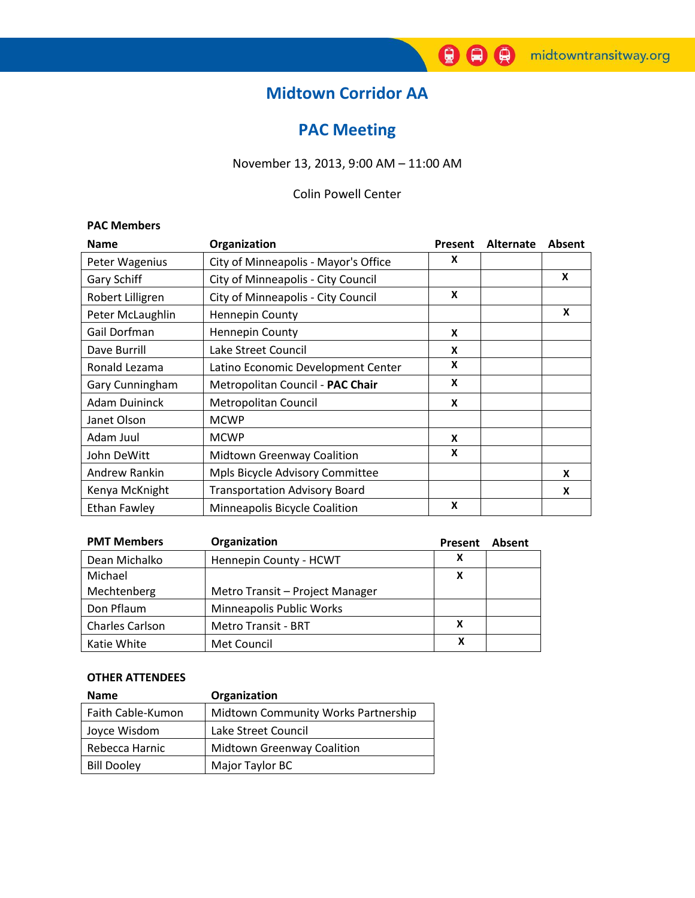# Midtown Corridor AA

## PAC Meeting

November 13, 2013, 9:00 AM – 11:00 AM

Colin Powell Center

**PAC Members**

| Name | Organization | Present | Alternate | Absent |
|---|---|---|---|---|
| Peter Wagenius | City of Minneapolis - Mayor's Office | X | | |
| Gary Schiff | City of Minneapolis - City Council | | | X |
| Robert Lilligren | City of Minneapolis - City Council | X | | |
| Peter McLaughlin | Hennepin County | | | X |
| Gail Dorfman | Hennepin County | X | | |
| Dave Burrill | Lake Street Council | X | | |
| Ronald Lezama | Latino Economic Development Center | X | | |
| Gary Cunningham | Metropolitan Council - **PAC Chair** | X | | |
| Adam Duininck | Metropolitan Council | X | | |
| Janet Olson | MCWP | | | |
| Adam Juul | MCWP | X | | |
| John DeWitt | Midtown Greenway Coalition | X | | |
| Andrew Rankin | Mpls Bicycle Advisory Committee | | | X |
| Kenya McKnight | Transportation Advisory Board | | | X |
| Ethan Fawley | Minneapolis Bicycle Coalition | X | | |

| PMT Members | Organization | Present | Absent |
|---|---|---|---|
| Dean Michalko | Hennepin County - HCWT | X | |
| Michael Mechtenberg | Metro Transit – Project Manager | X | |
| Don Pflaum | Minneapolis Public Works | | |
| Charles Carlson | Metro Transit - BRT | X | |
| Katie White | Met Council | X | |

**OTHER ATTENDEES**

| Name | Organization |
|---|---|
| Faith Cable-Kumon | Midtown Community Works Partnership |
| Joyce Wisdom | Lake Street Council |
| Rebecca Harnic | Midtown Greenway Coalition |
| Bill Dooley | Major Taylor BC |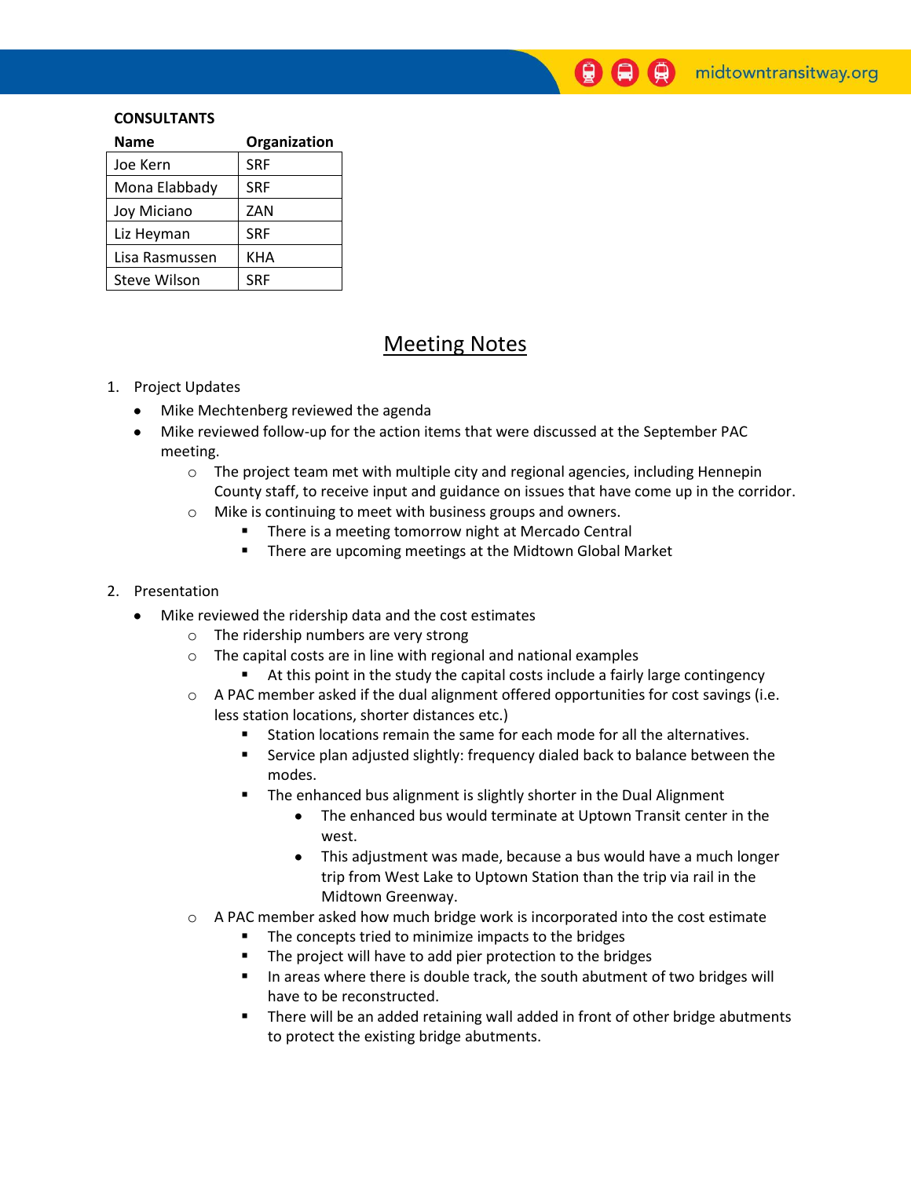**CONSULTANTS**

| Name | Organization |
|---|---|
| Joe Kern | SRF |
| Mona Elabbady | SRF |
| Joy Miciano | ZAN |
| Liz Heyman | SRF |
| Lisa Rasmussen | KHA |
| Steve Wilson | SRF |

# Meeting Notes

1. Project Updates
   - Mike Mechtenberg reviewed the agenda
   - Mike reviewed follow-up for the action items that were discussed at the September PAC meeting.
     - The project team met with multiple city and regional agencies, including Hennepin County staff, to receive input and guidance on issues that have come up in the corridor.
     - Mike is continuing to meet with business groups and owners.
       - There is a meeting tomorrow night at Mercado Central
       - There are upcoming meetings at the Midtown Global Market

2. Presentation
   - Mike reviewed the ridership data and the cost estimates
     - The ridership numbers are very strong
     - The capital costs are in line with regional and national examples
       - At this point in the study the capital costs include a fairly large contingency
     - A PAC member asked if the dual alignment offered opportunities for cost savings (i.e. less station locations, shorter distances etc.)
       - Station locations remain the same for each mode for all the alternatives.
       - Service plan adjusted slightly: frequency dialed back to balance between the modes.
       - The enhanced bus alignment is slightly shorter in the Dual Alignment
         - The enhanced bus would terminate at Uptown Transit center in the west.
         - This adjustment was made, because a bus would have a much longer trip from West Lake to Uptown Station than the trip via rail in the Midtown Greenway.
     - A PAC member asked how much bridge work is incorporated into the cost estimate
       - The concepts tried to minimize impacts to the bridges
       - The project will have to add pier protection to the bridges
       - In areas where there is double track, the south abutment of two bridges will have to be reconstructed.
       - There will be an added retaining wall added in front of other bridge abutments to protect the existing bridge abutments.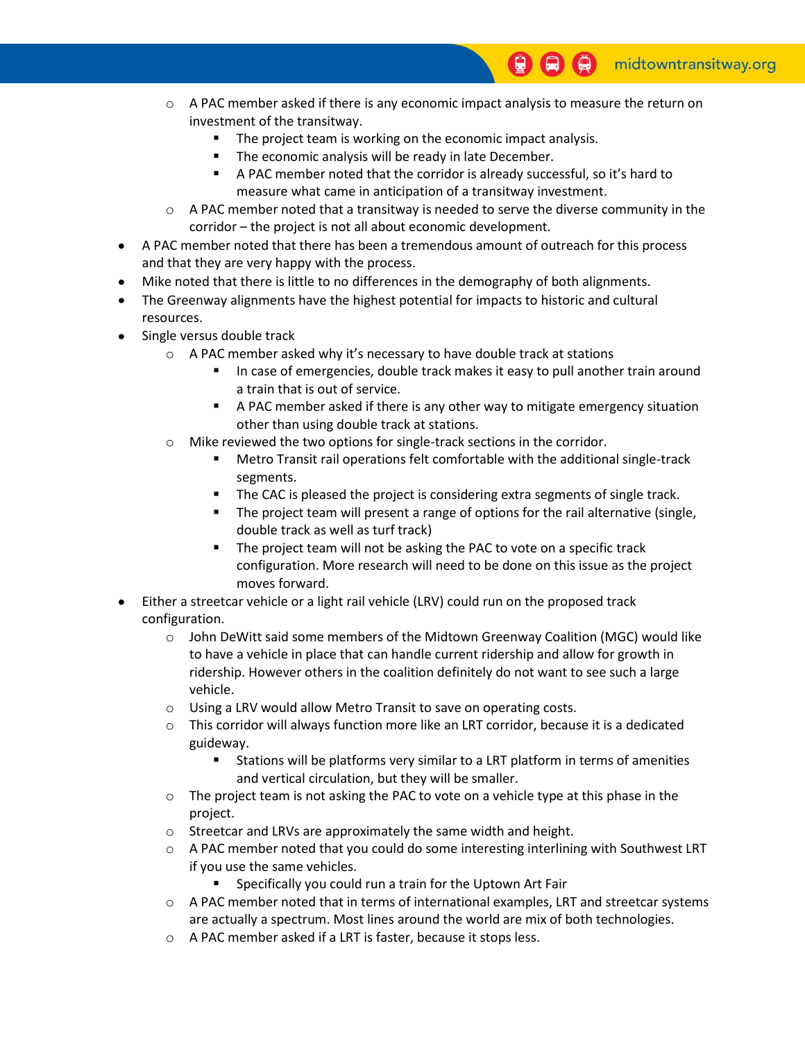- A PAC member asked if there is any economic impact analysis to measure the return on investment of the transitway.
    - The project team is working on the economic impact analysis.
    - The economic analysis will be ready in late December.
    - A PAC member noted that the corridor is already successful, so it's hard to measure what came in anticipation of a transitway investment.
  - A PAC member noted that a transitway is needed to serve the diverse community in the corridor – the project is not all about economic development.
- A PAC member noted that there has been a tremendous amount of outreach for this process and that they are very happy with the process.
- Mike noted that there is little to no differences in the demography of both alignments.
- The Greenway alignments have the highest potential for impacts to historic and cultural resources.
- Single versus double track
  - A PAC member asked why it's necessary to have double track at stations
    - In case of emergencies, double track makes it easy to pull another train around a train that is out of service.
    - A PAC member asked if there is any other way to mitigate emergency situation other than using double track at stations.
  - Mike reviewed the two options for single-track sections in the corridor.
    - Metro Transit rail operations felt comfortable with the additional single-track segments.
    - The CAC is pleased the project is considering extra segments of single track.
    - The project team will present a range of options for the rail alternative (single, double track as well as turf track)
    - The project team will not be asking the PAC to vote on a specific track configuration. More research will need to be done on this issue as the project moves forward.
- Either a streetcar vehicle or a light rail vehicle (LRV) could run on the proposed track configuration.
  - John DeWitt said some members of the Midtown Greenway Coalition (MGC) would like to have a vehicle in place that can handle current ridership and allow for growth in ridership. However others in the coalition definitely do not want to see such a large vehicle.
  - Using a LRV would allow Metro Transit to save on operating costs.
  - This corridor will always function more like an LRT corridor, because it is a dedicated guideway.
    - Stations will be platforms very similar to a LRT platform in terms of amenities and vertical circulation, but they will be smaller.
  - The project team is not asking the PAC to vote on a vehicle type at this phase in the project.
  - Streetcar and LRVs are approximately the same width and height.
  - A PAC member noted that you could do some interesting interlining with Southwest LRT if you use the same vehicles.
    - Specifically you could run a train for the Uptown Art Fair
  - A PAC member noted that in terms of international examples, LRT and streetcar systems are actually a spectrum. Most lines around the world are mix of both technologies.
  - A PAC member asked if a LRT is faster, because it stops less.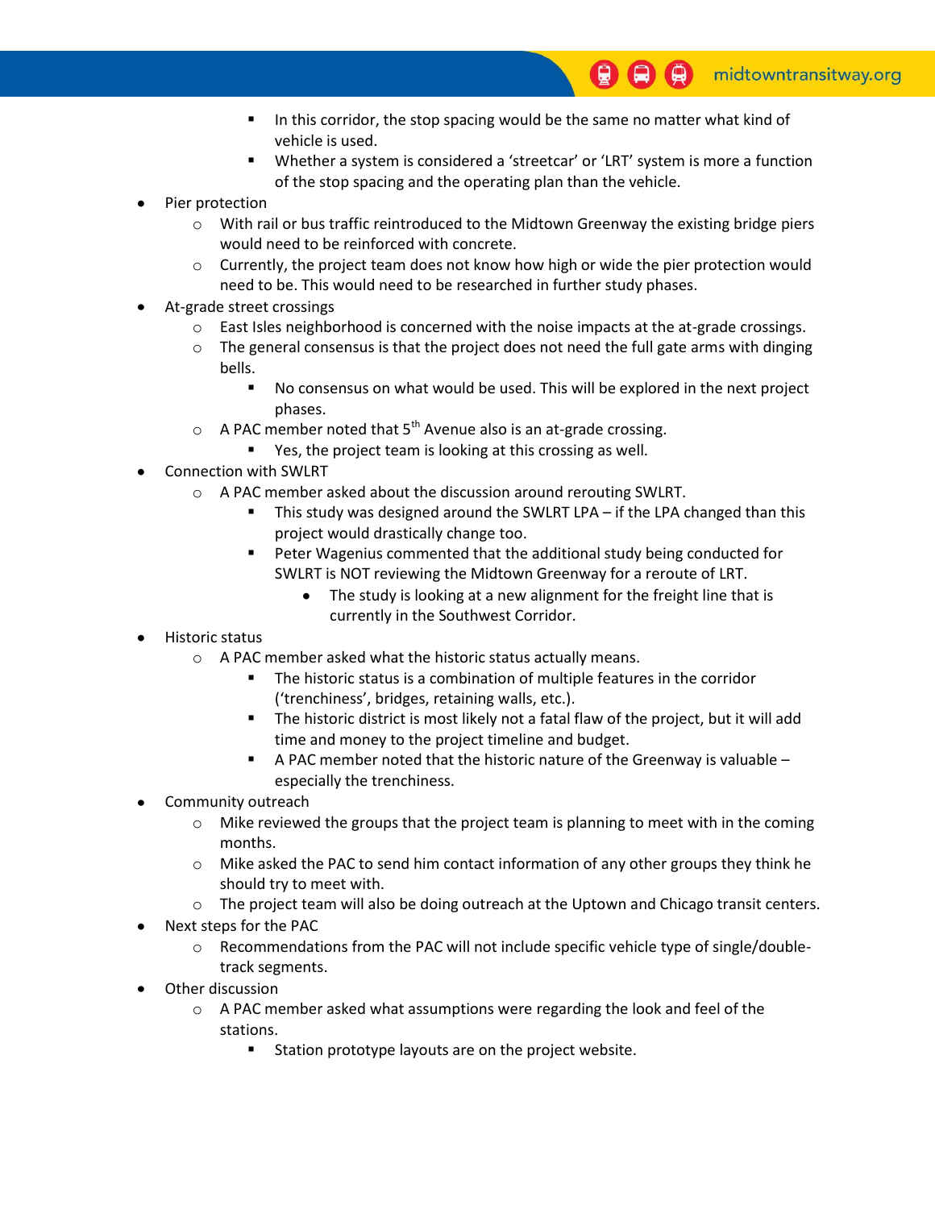- In this corridor, the stop spacing would be the same no matter what kind of vehicle is used.
    - Whether a system is considered a 'streetcar' or 'LRT' system is more a function of the stop spacing and the operating plan than the vehicle.
- Pier protection
  - With rail or bus traffic reintroduced to the Midtown Greenway the existing bridge piers would need to be reinforced with concrete.
  - Currently, the project team does not know how high or wide the pier protection would need to be. This would need to be researched in further study phases.
- At-grade street crossings
  - East Isles neighborhood is concerned with the noise impacts at the at-grade crossings.
  - The general consensus is that the project does not need the full gate arms with dinging bells.
    - No consensus on what would be used. This will be explored in the next project phases.
  - A PAC member noted that 5th Avenue also is an at-grade crossing.
    - Yes, the project team is looking at this crossing as well.
- Connection with SWLRT
  - A PAC member asked about the discussion around rerouting SWLRT.
    - This study was designed around the SWLRT LPA – if the LPA changed than this project would drastically change too.
    - Peter Wagenius commented that the additional study being conducted for SWLRT is NOT reviewing the Midtown Greenway for a reroute of LRT.
      - The study is looking at a new alignment for the freight line that is currently in the Southwest Corridor.
- Historic status
  - A PAC member asked what the historic status actually means.
    - The historic status is a combination of multiple features in the corridor ('trenchiness', bridges, retaining walls, etc.).
    - The historic district is most likely not a fatal flaw of the project, but it will add time and money to the project timeline and budget.
    - A PAC member noted that the historic nature of the Greenway is valuable – especially the trenchiness.
- Community outreach
  - Mike reviewed the groups that the project team is planning to meet with in the coming months.
  - Mike asked the PAC to send him contact information of any other groups they think he should try to meet with.
  - The project team will also be doing outreach at the Uptown and Chicago transit centers.
- Next steps for the PAC
  - Recommendations from the PAC will not include specific vehicle type of single/double-track segments.
- Other discussion
  - A PAC member asked what assumptions were regarding the look and feel of the stations.
    - Station prototype layouts are on the project website.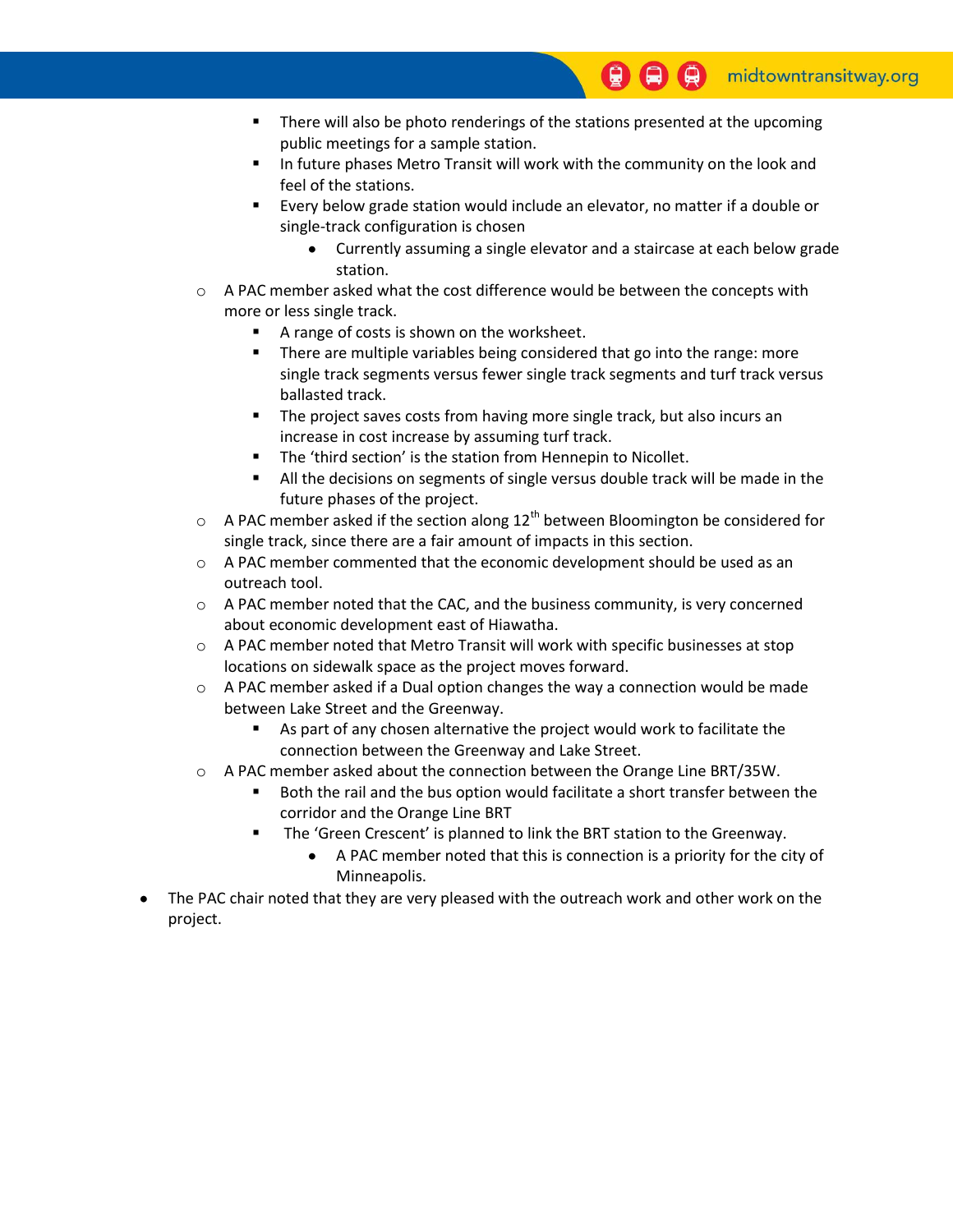- There will also be photo renderings of the stations presented at the upcoming public meetings for a sample station.
        - In future phases Metro Transit will work with the community on the look and feel of the stations.
        - Every below grade station would include an elevator, no matter if a double or single-track configuration is chosen
            - Currently assuming a single elevator and a staircase at each below grade station.
    - A PAC member asked what the cost difference would be between the concepts with more or less single track.
        - A range of costs is shown on the worksheet.
        - There are multiple variables being considered that go into the range: more single track segments versus fewer single track segments and turf track versus ballasted track.
        - The project saves costs from having more single track, but also incurs an increase in cost increase by assuming turf track.
        - The 'third section' is the station from Hennepin to Nicollet.
        - All the decisions on segments of single versus double track will be made in the future phases of the project.
    - A PAC member asked if the section along 12th between Bloomington be considered for single track, since there are a fair amount of impacts in this section.
    - A PAC member commented that the economic development should be used as an outreach tool.
    - A PAC member noted that the CAC, and the business community, is very concerned about economic development east of Hiawatha.
    - A PAC member noted that Metro Transit will work with specific businesses at stop locations on sidewalk space as the project moves forward.
    - A PAC member asked if a Dual option changes the way a connection would be made between Lake Street and the Greenway.
        - As part of any chosen alternative the project would work to facilitate the connection between the Greenway and Lake Street.
    - A PAC member asked about the connection between the Orange Line BRT/35W.
        - Both the rail and the bus option would facilitate a short transfer between the corridor and the Orange Line BRT
        - The 'Green Crescent' is planned to link the BRT station to the Greenway.
            - A PAC member noted that this is connection is a priority for the city of Minneapolis.
- The PAC chair noted that they are very pleased with the outreach work and other work on the project.